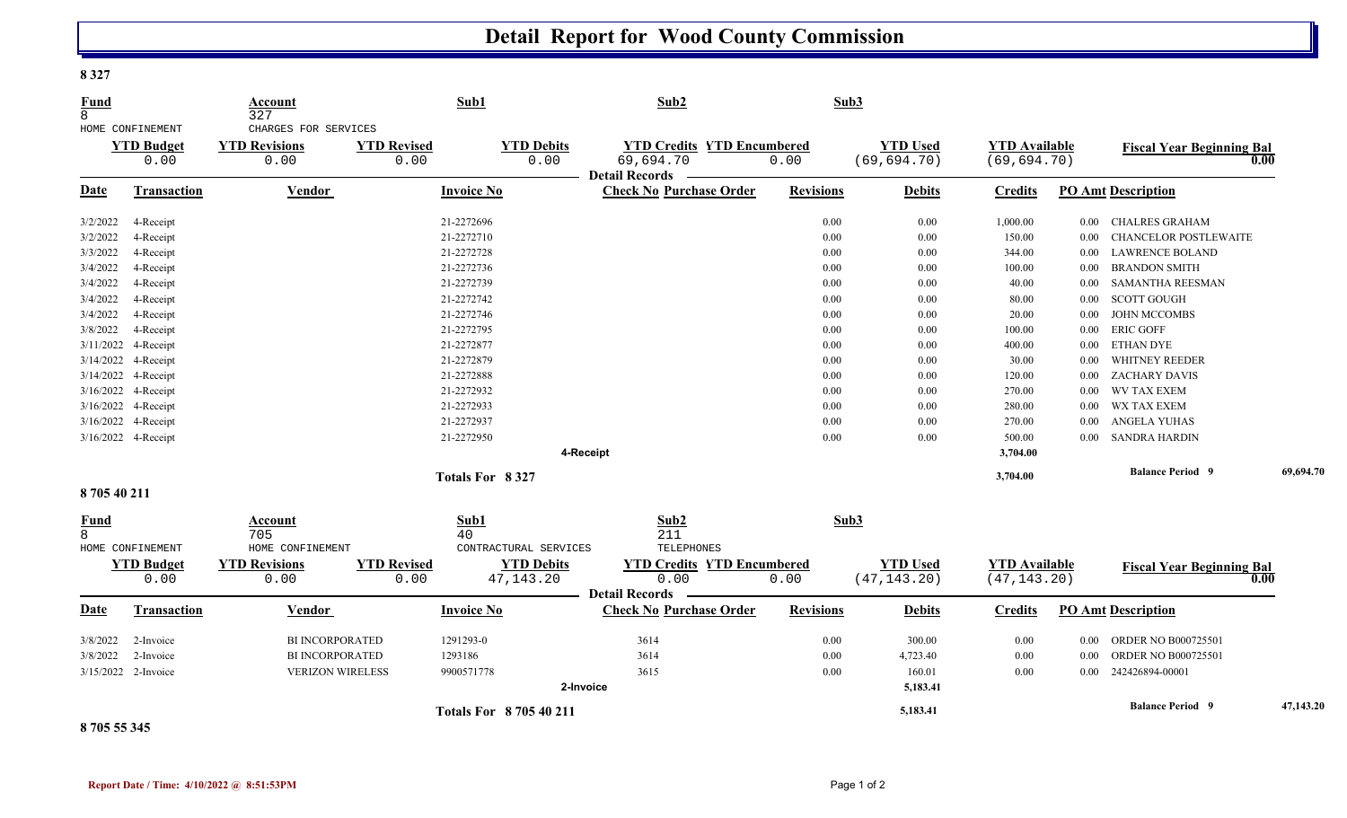# Detail Report for Wood County Commission

**8 327**

| Fund | Account | Sub1 | Sub2 | Sub3 |
|---|---|---|---|---|
| 8 | 327 | | | |
| HOME CONFINEMENT | CHARGES FOR SERVICES | | | |

| YTD Budget | YTD Revisions | YTD Revised | YTD Debits | YTD Credits | YTD Encumbered | YTD Used | YTD Available | Fiscal Year Beginning Bal |
|---|---|---|---|---|---|---|---|---|
| 0.00 | 0.00 | 0.00 | 0.00 | 69,694.70 | 0.00 | (69,694.70) | (69,694.70) | 0.00 |

**Detail Records**

| Date | Transaction | Vendor | Invoice No | Check No | Purchase Order | Revisions | Debits | Credits | PO Amt | Description |
|---|---|---|---|---|---|---|---|---|---|---|
| 3/2/2022 | 4-Receipt | | 21-2272696 | | | 0.00 | 0.00 | 1,000.00 | 0.00 | CHALRES GRAHAM |
| 3/2/2022 | 4-Receipt | | 21-2272710 | | | 0.00 | 0.00 | 150.00 | 0.00 | CHANCELOR POSTLEWAITE |
| 3/3/2022 | 4-Receipt | | 21-2272728 | | | 0.00 | 0.00 | 344.00 | 0.00 | LAWRENCE BOLAND |
| 3/4/2022 | 4-Receipt | | 21-2272736 | | | 0.00 | 0.00 | 100.00 | 0.00 | BRANDON SMITH |
| 3/4/2022 | 4-Receipt | | 21-2272739 | | | 0.00 | 0.00 | 40.00 | 0.00 | SAMANTHA REESMAN |
| 3/4/2022 | 4-Receipt | | 21-2272742 | | | 0.00 | 0.00 | 80.00 | 0.00 | SCOTT GOUGH |
| 3/4/2022 | 4-Receipt | | 21-2272746 | | | 0.00 | 0.00 | 20.00 | 0.00 | JOHN MCCOMBS |
| 3/8/2022 | 4-Receipt | | 21-2272795 | | | 0.00 | 0.00 | 100.00 | 0.00 | ERIC GOFF |
| 3/11/2022 | 4-Receipt | | 21-2272877 | | | 0.00 | 0.00 | 400.00 | 0.00 | ETHAN DYE |
| 3/14/2022 | 4-Receipt | | 21-2272879 | | | 0.00 | 0.00 | 30.00 | 0.00 | WHITNEY REEDER |
| 3/14/2022 | 4-Receipt | | 21-2272888 | | | 0.00 | 0.00 | 120.00 | 0.00 | ZACHARY DAVIS |
| 3/16/2022 | 4-Receipt | | 21-2272932 | | | 0.00 | 0.00 | 270.00 | 0.00 | WV TAX EXEM |
| 3/16/2022 | 4-Receipt | | 21-2272933 | | | 0.00 | 0.00 | 280.00 | 0.00 | WX TAX EXEM |
| 3/16/2022 | 4-Receipt | | 21-2272937 | | | 0.00 | 0.00 | 270.00 | 0.00 | ANGELA YUHAS |
| 3/16/2022 | 4-Receipt | | 21-2272950 | | | 0.00 | 0.00 | 500.00 | 0.00 | SANDRA HARDIN |
| | | | | 4-Receipt | | | | 3,704.00 | | |
| | | | Totals For 8 327 | | | | | 3,704.00 | | Balance Period 9 — 69,694.70 |

**8 705 40 211**

| Fund | Account | Sub1 | Sub2 | Sub3 |
|---|---|---|---|---|
| 8 | 705 | 40 | 211 | |
| HOME CONFINEMENT | HOME CONFINEMENT | CONTRACTURAL SERVICES | TELEPHONES | |

| YTD Budget | YTD Revisions | YTD Revised | YTD Debits | YTD Credits | YTD Encumbered | YTD Used | YTD Available | Fiscal Year Beginning Bal |
|---|---|---|---|---|---|---|---|---|
| 0.00 | 0.00 | 0.00 | 47,143.20 | 0.00 | 0.00 | (47,143.20) | (47,143.20) | 0.00 |

**Detail Records**

| Date | Transaction | Vendor | Invoice No | Check No | Purchase Order | Revisions | Debits | Credits | PO Amt | Description |
|---|---|---|---|---|---|---|---|---|---|---|
| 3/8/2022 | 2-Invoice | BI INCORPORATED | 1291293-0 | 3614 | | 0.00 | 300.00 | 0.00 | 0.00 | ORDER NO B000725501 |
| 3/8/2022 | 2-Invoice | BI INCORPORATED | 1293186 | 3614 | | 0.00 | 4,723.40 | 0.00 | 0.00 | ORDER NO B000725501 |
| 3/15/2022 | 2-Invoice | VERIZON WIRELESS | 9900571778 | 3615 | | 0.00 | 160.01 | 0.00 | 0.00 | 242426894-00001 |
| | | | | 2-Invoice | | | 5,183.41 | | | |
| | | | Totals For 8 705 40 211 | | | | 5,183.41 | | | Balance Period 9 — 47,143.20 |

**8 705 55 345**

Report Date / Time: 4/10/2022 @ 8:51:53PM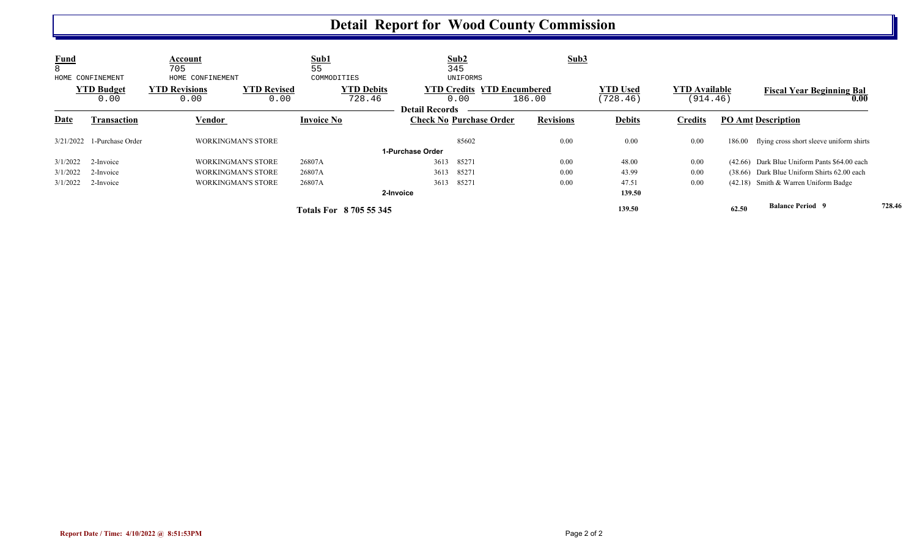# Detail Report for Wood County Commission

| Fund | Account | Sub1 | Sub2 | Sub3 |
|---|---|---|---|---|
| 8 | 705 | 55 | 345 | |
| HOME CONFINEMENT | HOME CONFINEMENT | COMMODITIES | UNIFORMS | |

| YTD Budget | YTD Revisions | YTD Revised | YTD Debits | YTD Credits | YTD Encumbered | YTD Used | YTD Available | Fiscal Year Beginning Bal |
|---|---|---|---|---|---|---|---|---|
| 0.00 | 0.00 | 0.00 | 728.46 | 0.00 | 186.00 | (728.46) | (914.46) | 0.00 |

**Detail Records**

| Date | Transaction | Vendor | Invoice No | Check No | Purchase Order | Revisions | Debits | Credits | PO Amt | Description |
|---|---|---|---|---|---|---|---|---|---|---|
| 3/21/2022 | 1-Purchase Order | WORKINGMAN'S STORE | | | 85602 | 0.00 | 0.00 | 0.00 | 186.00 | flying cross short sleeve uniform shirts |
| | | | 1-Purchase Order | | | | | | | |
| 3/1/2022 | 2-Invoice | WORKINGMAN'S STORE | 26807A | 3613 | 85271 | 0.00 | 48.00 | 0.00 | (42.66) | Dark Blue Uniform Pants $64.00 each |
| 3/1/2022 | 2-Invoice | WORKINGMAN'S STORE | 26807A | 3613 | 85271 | 0.00 | 43.99 | 0.00 | (38.66) | Dark Blue Uniform Shirts 62.00 each |
| 3/1/2022 | 2-Invoice | WORKINGMAN'S STORE | 26807A | 3613 | 85271 | 0.00 | 47.51 | 0.00 | (42.18) | Smith & Warren Uniform Badge |
| | | | 2-Invoice | | | | 139.50 | | | |
| | | | **Totals For 8 705 55 345** | | | | **139.50** | | **62.50** | **Balance Period 9** 728.46 |

**Report Date / Time: 4/10/2022 @ 8:51:53PM**